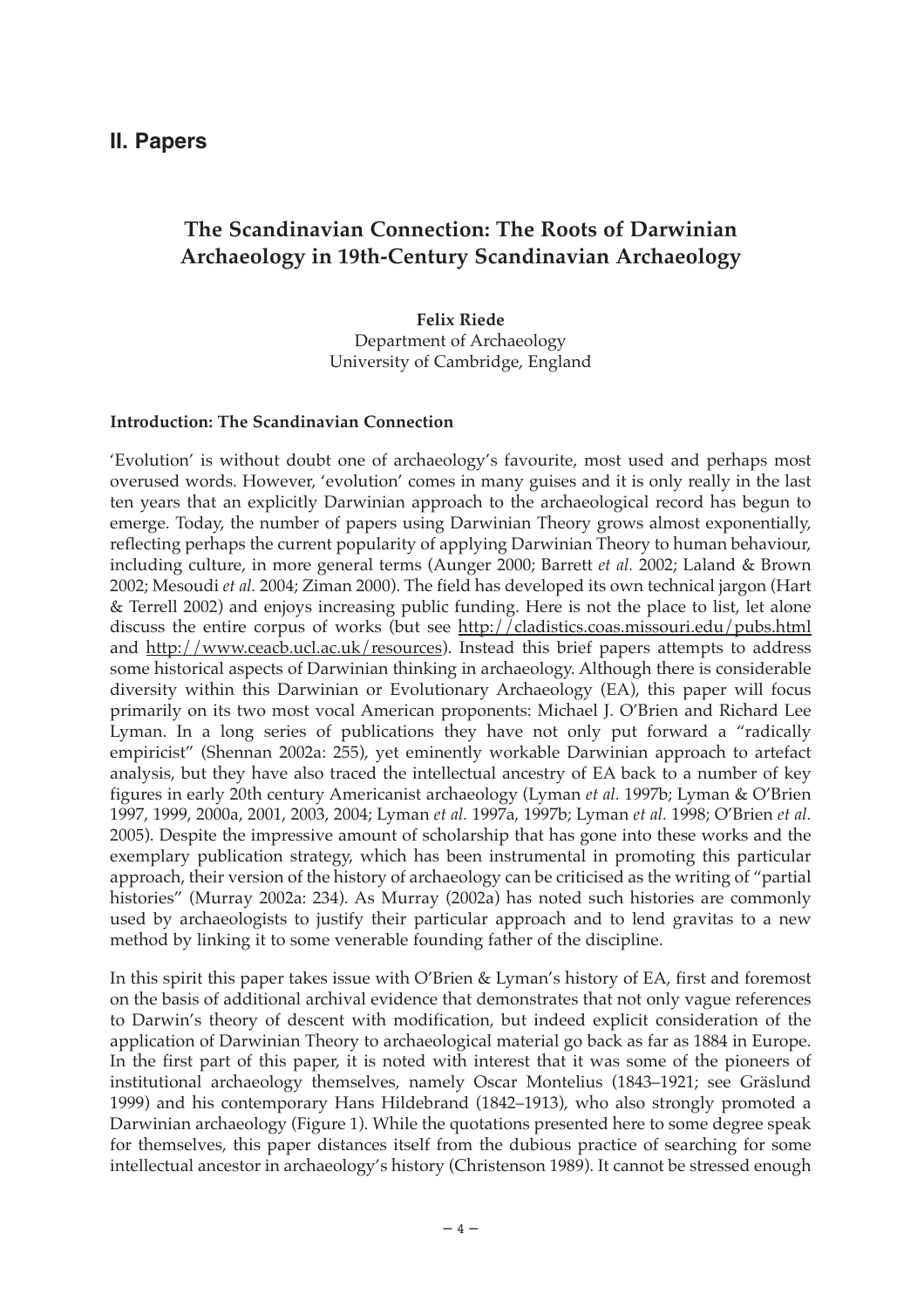## II. Papers

# The Scandinavian Connection: The Roots of Darwinian Archaeology in 19th-Century Scandinavian Archaeology

**Felix Riede**
Department of Archaeology
University of Cambridge, England

### Introduction: The Scandinavian Connection

'Evolution' is without doubt one of archaeology's favourite, most used and perhaps most overused words. However, 'evolution' comes in many guises and it is only really in the last ten years that an explicitly Darwinian approach to the archaeological record has begun to emerge. Today, the number of papers using Darwinian Theory grows almost exponentially, reflecting perhaps the current popularity of applying Darwinian Theory to human behaviour, including culture, in more general terms (Aunger 2000; Barrett *et al.* 2002; Laland & Brown 2002; Mesoudi *et al.* 2004; Ziman 2000). The field has developed its own technical jargon (Hart & Terrell 2002) and enjoys increasing public funding. Here is not the place to list, let alone discuss the entire corpus of works (but see http://cladistics.coas.missouri.edu/pubs.html and http://www.ceacb.ucl.ac.uk/resources). Instead this brief papers attempts to address some historical aspects of Darwinian thinking in archaeology. Although there is considerable diversity within this Darwinian or Evolutionary Archaeology (EA), this paper will focus primarily on its two most vocal American proponents: Michael J. O'Brien and Richard Lee Lyman. In a long series of publications they have not only put forward a "radically empiricist" (Shennan 2002a: 255), yet eminently workable Darwinian approach to artefact analysis, but they have also traced the intellectual ancestry of EA back to a number of key figures in early 20th century Americanist archaeology (Lyman *et al.* 1997b; Lyman & O'Brien 1997, 1999, 2000a, 2001, 2003, 2004; Lyman *et al.* 1997a, 1997b; Lyman *et al.* 1998; O'Brien *et al.* 2005). Despite the impressive amount of scholarship that has gone into these works and the exemplary publication strategy, which has been instrumental in promoting this particular approach, their version of the history of archaeology can be criticised as the writing of "partial histories" (Murray 2002a: 234). As Murray (2002a) has noted such histories are commonly used by archaeologists to justify their particular approach and to lend gravitas to a new method by linking it to some venerable founding father of the discipline.

In this spirit this paper takes issue with O'Brien & Lyman's history of EA, first and foremost on the basis of additional archival evidence that demonstrates that not only vague references to Darwin's theory of descent with modification, but indeed explicit consideration of the application of Darwinian Theory to archaeological material go back as far as 1884 in Europe. In the first part of this paper, it is noted with interest that it was some of the pioneers of institutional archaeology themselves, namely Oscar Montelius (1843–1921; see Gräslund 1999) and his contemporary Hans Hildebrand (1842–1913), who also strongly promoted a Darwinian archaeology (Figure 1). While the quotations presented here to some degree speak for themselves, this paper distances itself from the dubious practice of searching for some intellectual ancestor in archaeology's history (Christenson 1989). It cannot be stressed enough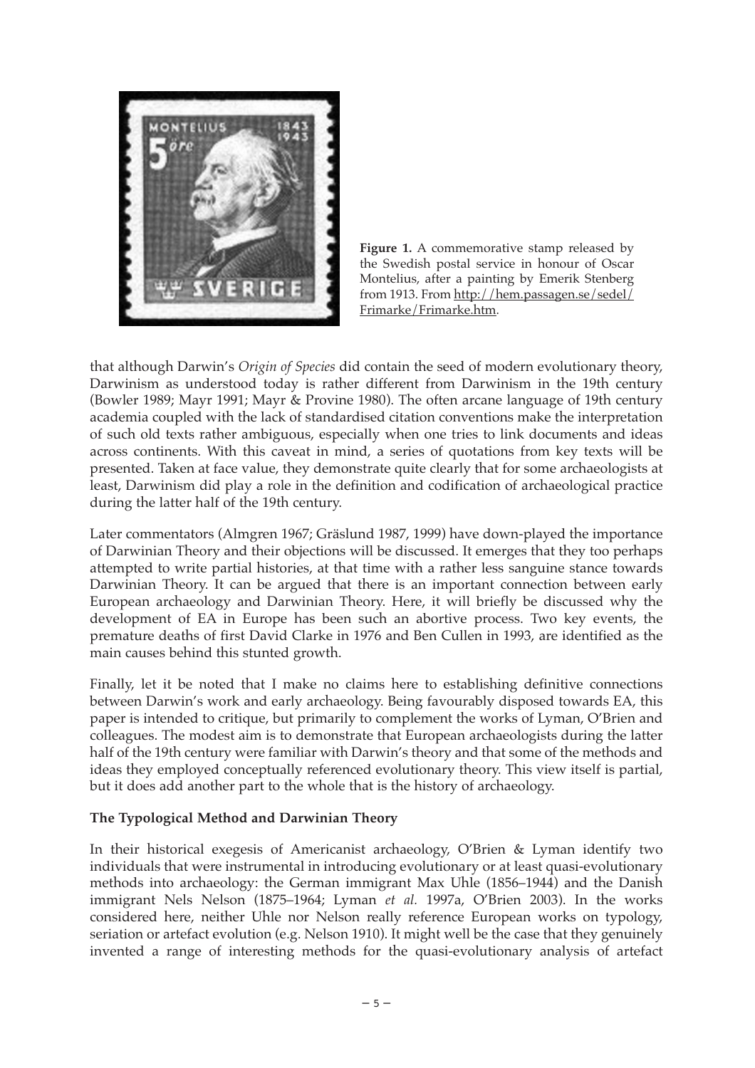**Figure 1.** A commemorative stamp released by the Swedish postal service in honour of Oscar Montelius, after a painting by Emerik Stenberg from 1913. From http://hem.passagen.se/sedel/Frimarke/Frimarke.htm.

that although Darwin's *Origin of Species* did contain the seed of modern evolutionary theory, Darwinism as understood today is rather different from Darwinism in the 19th century (Bowler 1989; Mayr 1991; Mayr & Provine 1980). The often arcane language of 19th century academia coupled with the lack of standardised citation conventions make the interpretation of such old texts rather ambiguous, especially when one tries to link documents and ideas across continents. With this caveat in mind, a series of quotations from key texts will be presented. Taken at face value, they demonstrate quite clearly that for some archaeologists at least, Darwinism did play a role in the definition and codification of archaeological practice during the latter half of the 19th century.

Later commentators (Almgren 1967; Gräslund 1987, 1999) have down-played the importance of Darwinian Theory and their objections will be discussed. It emerges that they too perhaps attempted to write partial histories, at that time with a rather less sanguine stance towards Darwinian Theory. It can be argued that there is an important connection between early European archaeology and Darwinian Theory. Here, it will briefly be discussed why the development of EA in Europe has been such an abortive process. Two key events, the premature deaths of first David Clarke in 1976 and Ben Cullen in 1993, are identified as the main causes behind this stunted growth.

Finally, let it be noted that I make no claims here to establishing definitive connections between Darwin's work and early archaeology. Being favourably disposed towards EA, this paper is intended to critique, but primarily to complement the works of Lyman, O'Brien and colleagues. The modest aim is to demonstrate that European archaeologists during the latter half of the 19th century were familiar with Darwin's theory and that some of the methods and ideas they employed conceptually referenced evolutionary theory. This view itself is partial, but it does add another part to the whole that is the history of archaeology.

## The Typological Method and Darwinian Theory

In their historical exegesis of Americanist archaeology, O'Brien & Lyman identify two individuals that were instrumental in introducing evolutionary or at least quasi-evolutionary methods into archaeology: the German immigrant Max Uhle (1856–1944) and the Danish immigrant Nels Nelson (1875–1964; Lyman *et al.* 1997a, O'Brien 2003). In the works considered here, neither Uhle nor Nelson really reference European works on typology, seriation or artefact evolution (e.g. Nelson 1910). It might well be the case that they genuinely invented a range of interesting methods for the quasi-evolutionary analysis of artefact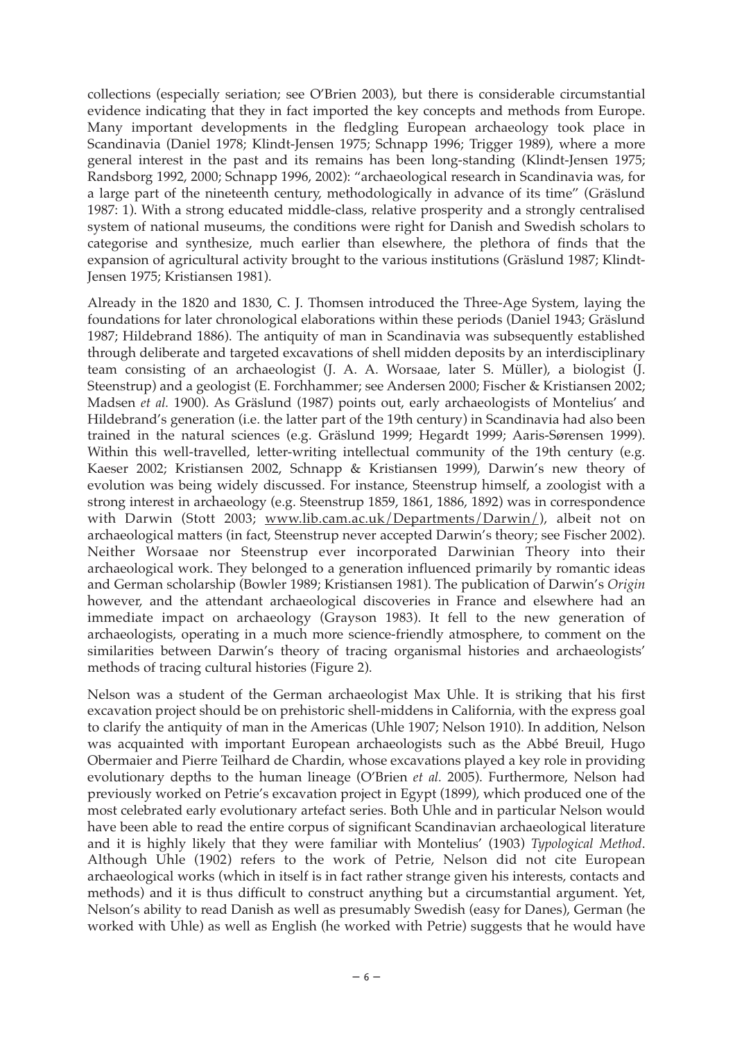collections (especially seriation; see O'Brien 2003), but there is considerable circumstantial evidence indicating that they in fact imported the key concepts and methods from Europe. Many important developments in the fledgling European archaeology took place in Scandinavia (Daniel 1978; Klindt-Jensen 1975; Schnapp 1996; Trigger 1989), where a more general interest in the past and its remains has been long-standing (Klindt-Jensen 1975; Randsborg 1992, 2000; Schnapp 1996, 2002): "archaeological research in Scandinavia was, for a large part of the nineteenth century, methodologically in advance of its time" (Gräslund 1987: 1). With a strong educated middle-class, relative prosperity and a strongly centralised system of national museums, the conditions were right for Danish and Swedish scholars to categorise and synthesize, much earlier than elsewhere, the plethora of finds that the expansion of agricultural activity brought to the various institutions (Gräslund 1987; Klindt-Jensen 1975; Kristiansen 1981).

Already in the 1820 and 1830, C. J. Thomsen introduced the Three-Age System, laying the foundations for later chronological elaborations within these periods (Daniel 1943; Gräslund 1987; Hildebrand 1886). The antiquity of man in Scandinavia was subsequently established through deliberate and targeted excavations of shell midden deposits by an interdisciplinary team consisting of an archaeologist (J. A. A. Worsaae, later S. Müller), a biologist (J. Steenstrup) and a geologist (E. Forchhammer; see Andersen 2000; Fischer & Kristiansen 2002; Madsen *et al.* 1900). As Gräslund (1987) points out, early archaeologists of Montelius' and Hildebrand's generation (i.e. the latter part of the 19th century) in Scandinavia had also been trained in the natural sciences (e.g. Gräslund 1999; Hegardt 1999; Aaris-Sørensen 1999). Within this well-travelled, letter-writing intellectual community of the 19th century (e.g. Kaeser 2002; Kristiansen 2002, Schnapp & Kristiansen 1999), Darwin's new theory of evolution was being widely discussed. For instance, Steenstrup himself, a zoologist with a strong interest in archaeology (e.g. Steenstrup 1859, 1861, 1886, 1892) was in correspondence with Darwin (Stott 2003; www.lib.cam.ac.uk/Departments/Darwin/), albeit not on archaeological matters (in fact, Steenstrup never accepted Darwin's theory; see Fischer 2002). Neither Worsaae nor Steenstrup ever incorporated Darwinian Theory into their archaeological work. They belonged to a generation influenced primarily by romantic ideas and German scholarship (Bowler 1989; Kristiansen 1981). The publication of Darwin's *Origin* however, and the attendant archaeological discoveries in France and elsewhere had an immediate impact on archaeology (Grayson 1983). It fell to the new generation of archaeologists, operating in a much more science-friendly atmosphere, to comment on the similarities between Darwin's theory of tracing organismal histories and archaeologists' methods of tracing cultural histories (Figure 2).

Nelson was a student of the German archaeologist Max Uhle. It is striking that his first excavation project should be on prehistoric shell-middens in California, with the express goal to clarify the antiquity of man in the Americas (Uhle 1907; Nelson 1910). In addition, Nelson was acquainted with important European archaeologists such as the Abbé Breuil, Hugo Obermaier and Pierre Teilhard de Chardin, whose excavations played a key role in providing evolutionary depths to the human lineage (O'Brien *et al.* 2005). Furthermore, Nelson had previously worked on Petrie's excavation project in Egypt (1899), which produced one of the most celebrated early evolutionary artefact series. Both Uhle and in particular Nelson would have been able to read the entire corpus of significant Scandinavian archaeological literature and it is highly likely that they were familiar with Montelius' (1903) *Typological Method*. Although Uhle (1902) refers to the work of Petrie, Nelson did not cite European archaeological works (which in itself is in fact rather strange given his interests, contacts and methods) and it is thus difficult to construct anything but a circumstantial argument. Yet, Nelson's ability to read Danish as well as presumably Swedish (easy for Danes), German (he worked with Uhle) as well as English (he worked with Petrie) suggests that he would have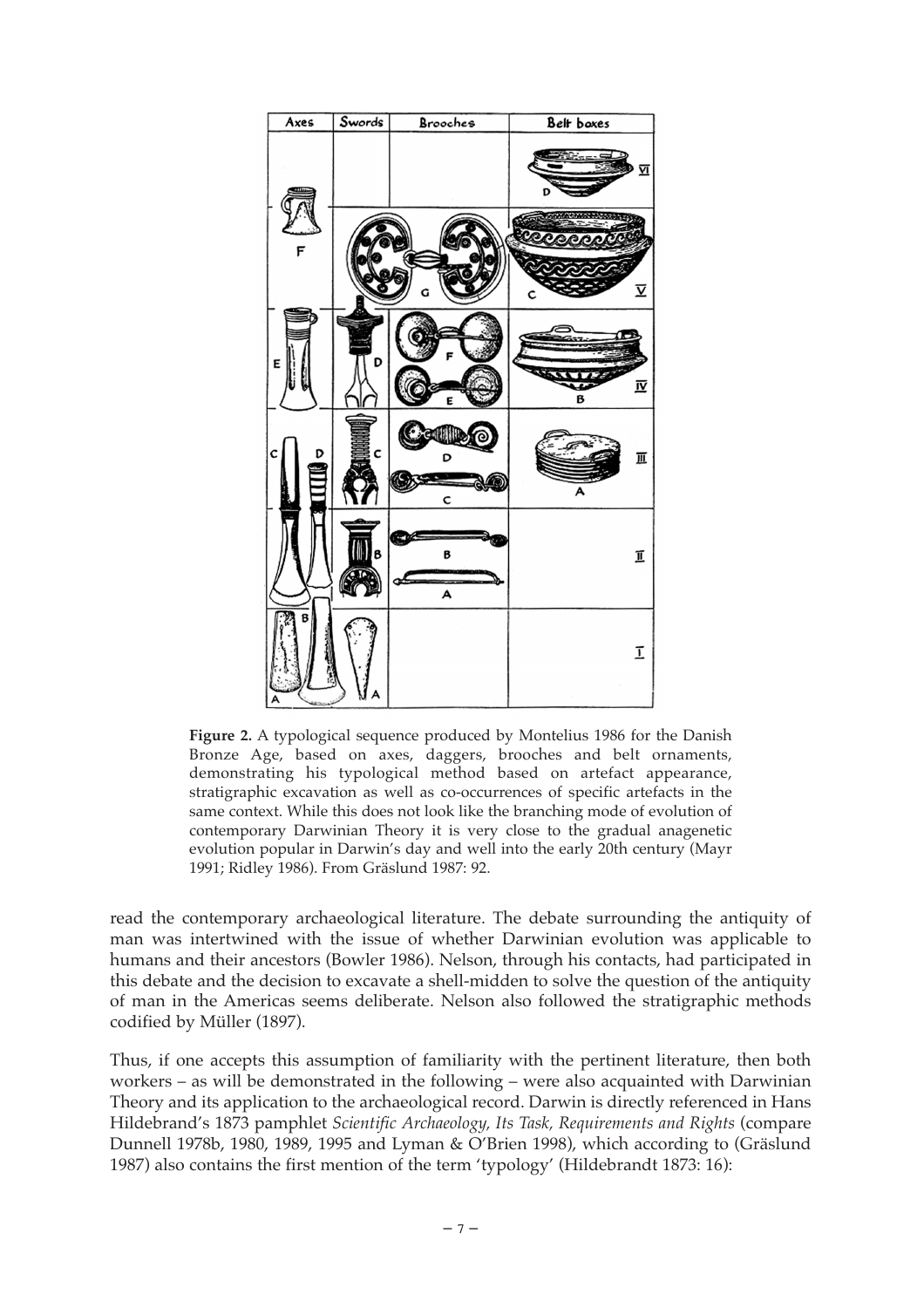**Figure 2.** A typological sequence produced by Montelius 1986 for the Danish Bronze Age, based on axes, daggers, brooches and belt ornaments, demonstrating his typological method based on artefact appearance, stratigraphic excavation as well as co-occurrences of specific artefacts in the same context. While this does not look like the branching mode of evolution of contemporary Darwinian Theory it is very close to the gradual anagenetic evolution popular in Darwin's day and well into the early 20th century (Mayr 1991; Ridley 1986). From Gräslund 1987: 92.

read the contemporary archaeological literature. The debate surrounding the antiquity of man was intertwined with the issue of whether Darwinian evolution was applicable to humans and their ancestors (Bowler 1986). Nelson, through his contacts, had participated in this debate and the decision to excavate a shell-midden to solve the question of the antiquity of man in the Americas seems deliberate. Nelson also followed the stratigraphic methods codified by Müller (1897).

Thus, if one accepts this assumption of familiarity with the pertinent literature, then both workers – as will be demonstrated in the following – were also acquainted with Darwinian Theory and its application to the archaeological record. Darwin is directly referenced in Hans Hildebrand's 1873 pamphlet *Scientific Archaeology, Its Task, Requirements and Rights* (compare Dunnell 1978b, 1980, 1989, 1995 and Lyman & O'Brien 1998), which according to (Gräslund 1987) also contains the first mention of the term 'typology' (Hildebrandt 1873: 16):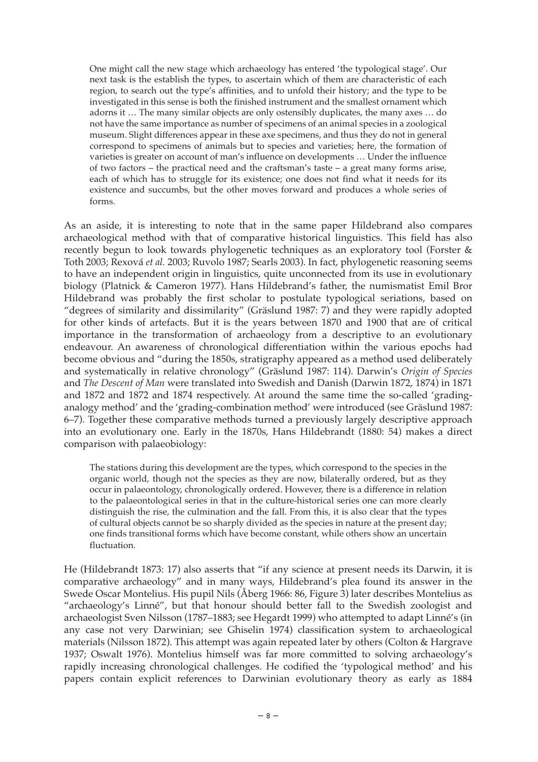> One might call the new stage which archaeology has entered 'the typological stage'. Our next task is the establish the types, to ascertain which of them are characteristic of each region, to search out the type's affinities, and to unfold their history; and the type to be investigated in this sense is both the finished instrument and the smallest ornament which adorns it … The many similar objects are only ostensibly duplicates, the many axes … do not have the same importance as number of specimens of an animal species in a zoological museum. Slight differences appear in these axe specimens, and thus they do not in general correspond to specimens of animals but to species and varieties; here, the formation of varieties is greater on account of man's influence on developments … Under the influence of two factors – the practical need and the craftsman's taste – a great many forms arise, each of which has to struggle for its existence; one does not find what it needs for its existence and succumbs, but the other moves forward and produces a whole series of forms.

As an aside, it is interesting to note that in the same paper Hildebrand also compares archaeological method with that of comparative historical linguistics. This field has also recently begun to look towards phylogenetic techniques as an exploratory tool (Forster & Toth 2003; Rexová *et al.* 2003; Ruvolo 1987; Searls 2003). In fact, phylogenetic reasoning seems to have an independent origin in linguistics, quite unconnected from its use in evolutionary biology (Platnick & Cameron 1977). Hans Hildebrand's father, the numismatist Emil Bror Hildebrand was probably the first scholar to postulate typological seriations, based on "degrees of similarity and dissimilarity" (Gräslund 1987: 7) and they were rapidly adopted for other kinds of artefacts. But it is the years between 1870 and 1900 that are of critical importance in the transformation of archaeology from a descriptive to an evolutionary endeavour. An awareness of chronological differentiation within the various epochs had become obvious and "during the 1850s, stratigraphy appeared as a method used deliberately and systematically in relative chronology" (Gräslund 1987: 114). Darwin's *Origin of Species* and *The Descent of Man* were translated into Swedish and Danish (Darwin 1872, 1874) in 1871 and 1872 and 1872 and 1874 respectively. At around the same time the so-called 'grading-analogy method' and the 'grading-combination method' were introduced (see Gräslund 1987: 6–7). Together these comparative methods turned a previously largely descriptive approach into an evolutionary one. Early in the 1870s, Hans Hildebrandt (1880: 54) makes a direct comparison with palaeobiology:

> The stations during this development are the types, which correspond to the species in the organic world, though not the species as they are now, bilaterally ordered, but as they occur in palaeontology, chronologically ordered. However, there is a difference in relation to the palaeontological series in that in the culture-historical series one can more clearly distinguish the rise, the culmination and the fall. From this, it is also clear that the types of cultural objects cannot be so sharply divided as the species in nature at the present day; one finds transitional forms which have become constant, while others show an uncertain fluctuation.

He (Hildebrandt 1873: 17) also asserts that "if any science at present needs its Darwin, it is comparative archaeology" and in many ways, Hildebrand's plea found its answer in the Swede Oscar Montelius. His pupil Nils (Åberg 1966: 86, Figure 3) later describes Montelius as "archaeology's Linné", but that honour should better fall to the Swedish zoologist and archaeologist Sven Nilsson (1787–1883; see Hegardt 1999) who attempted to adapt Linné's (in any case not very Darwinian; see Ghiselin 1974) classification system to archaeological materials (Nilsson 1872). This attempt was again repeated later by others (Colton & Hargrave 1937; Oswalt 1976). Montelius himself was far more committed to solving archaeology's rapidly increasing chronological challenges. He codified the 'typological method' and his papers contain explicit references to Darwinian evolutionary theory as early as 1884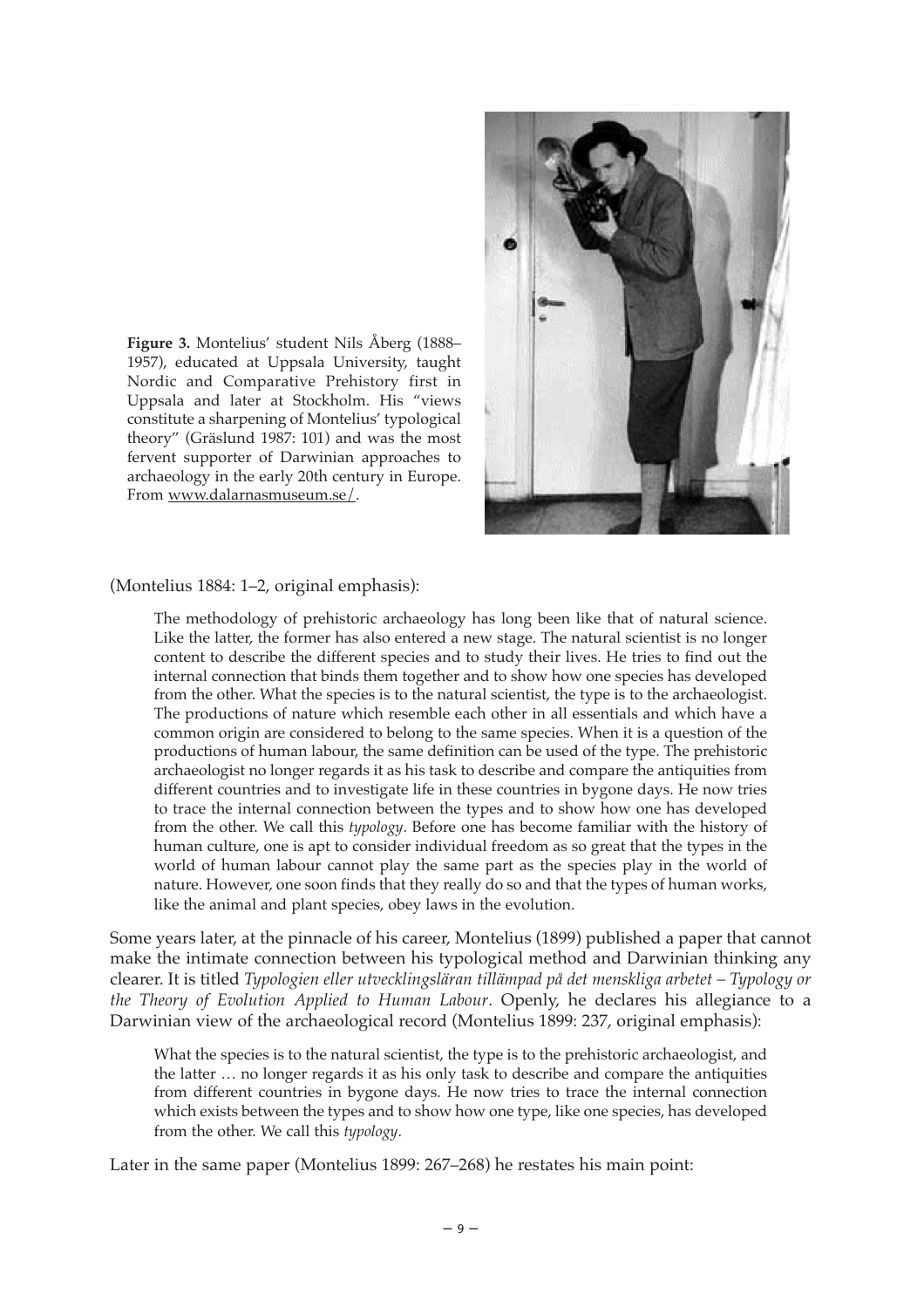**Figure 3.** Montelius' student Nils Åberg (1888–1957), educated at Uppsala University, taught Nordic and Comparative Prehistory first in Uppsala and later at Stockholm. His "views constitute a sharpening of Montelius' typological theory" (Gräslund 1987: 101) and was the most fervent supporter of Darwinian approaches to archaeology in the early 20th century in Europe. From www.dalarnasmuseum.se/.

(Montelius 1884: 1–2, original emphasis):

> The methodology of prehistoric archaeology has long been like that of natural science. Like the latter, the former has also entered a new stage. The natural scientist is no longer content to describe the different species and to study their lives. He tries to find out the internal connection that binds them together and to show how one species has developed from the other. What the species is to the natural scientist, the type is to the archaeologist. The productions of nature which resemble each other in all essentials and which have a common origin are considered to belong to the same species. When it is a question of the productions of human labour, the same definition can be used of the type. The prehistoric archaeologist no longer regards it as his task to describe and compare the antiquities from different countries and to investigate life in these countries in bygone days. He now tries to trace the internal connection between the types and to show how one has developed from the other. We call this *typology*. Before one has become familiar with the history of human culture, one is apt to consider individual freedom as so great that the types in the world of human labour cannot play the same part as the species play in the world of nature. However, one soon finds that they really do so and that the types of human works, like the animal and plant species, obey laws in the evolution.

Some years later, at the pinnacle of his career, Montelius (1899) published a paper that cannot make the intimate connection between his typological method and Darwinian thinking any clearer. It is titled *Typologien eller utvecklingsläran tillämpad på det menskliga arbetet – Typology or the Theory of Evolution Applied to Human Labour*. Openly, he declares his allegiance to a Darwinian view of the archaeological record (Montelius 1899: 237, original emphasis):

> What the species is to the natural scientist, the type is to the prehistoric archaeologist, and the latter … no longer regards it as his only task to describe and compare the antiquities from different countries in bygone days. He now tries to trace the internal connection which exists between the types and to show how one type, like one species, has developed from the other. We call this *typology*.

Later in the same paper (Montelius 1899: 267–268) he restates his main point: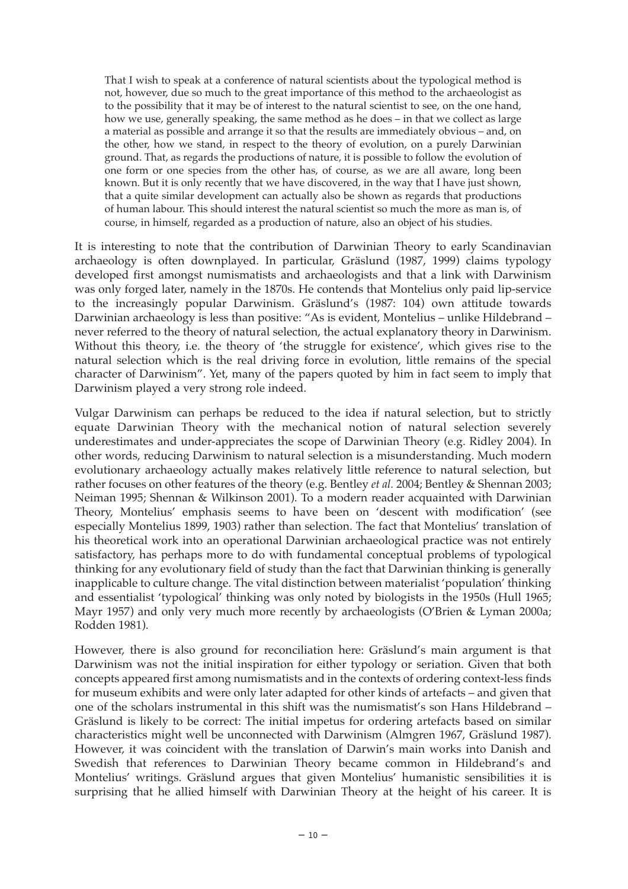> That I wish to speak at a conference of natural scientists about the typological method is not, however, due so much to the great importance of this method to the archaeologist as to the possibility that it may be of interest to the natural scientist to see, on the one hand, how we use, generally speaking, the same method as he does – in that we collect as large a material as possible and arrange it so that the results are immediately obvious – and, on the other, how we stand, in respect to the theory of evolution, on a purely Darwinian ground. That, as regards the productions of nature, it is possible to follow the evolution of one form or one species from the other has, of course, as we are all aware, long been known. But it is only recently that we have discovered, in the way that I have just shown, that a quite similar development can actually also be shown as regards that productions of human labour. This should interest the natural scientist so much the more as man is, of course, in himself, regarded as a production of nature, also an object of his studies.

It is interesting to note that the contribution of Darwinian Theory to early Scandinavian archaeology is often downplayed. In particular, Gräslund (1987, 1999) claims typology developed first amongst numismatists and archaeologists and that a link with Darwinism was only forged later, namely in the 1870s. He contends that Montelius only paid lip-service to the increasingly popular Darwinism. Gräslund's (1987: 104) own attitude towards Darwinian archaeology is less than positive: "As is evident, Montelius – unlike Hildebrand – never referred to the theory of natural selection, the actual explanatory theory in Darwinism. Without this theory, i.e. the theory of 'the struggle for existence', which gives rise to the natural selection which is the real driving force in evolution, little remains of the special character of Darwinism". Yet, many of the papers quoted by him in fact seem to imply that Darwinism played a very strong role indeed.

Vulgar Darwinism can perhaps be reduced to the idea if natural selection, but to strictly equate Darwinian Theory with the mechanical notion of natural selection severely underestimates and under-appreciates the scope of Darwinian Theory (e.g. Ridley 2004). In other words, reducing Darwinism to natural selection is a misunderstanding. Much modern evolutionary archaeology actually makes relatively little reference to natural selection, but rather focuses on other features of the theory (e.g. Bentley *et al.* 2004; Bentley & Shennan 2003; Neiman 1995; Shennan & Wilkinson 2001). To a modern reader acquainted with Darwinian Theory, Montelius' emphasis seems to have been on 'descent with modification' (see especially Montelius 1899, 1903) rather than selection. The fact that Montelius' translation of his theoretical work into an operational Darwinian archaeological practice was not entirely satisfactory, has perhaps more to do with fundamental conceptual problems of typological thinking for any evolutionary field of study than the fact that Darwinian thinking is generally inapplicable to culture change. The vital distinction between materialist 'population' thinking and essentialist 'typological' thinking was only noted by biologists in the 1950s (Hull 1965; Mayr 1957) and only very much more recently by archaeologists (O'Brien & Lyman 2000a; Rodden 1981).

However, there is also ground for reconciliation here: Gräslund's main argument is that Darwinism was not the initial inspiration for either typology or seriation. Given that both concepts appeared first among numismatists and in the contexts of ordering context-less finds for museum exhibits and were only later adapted for other kinds of artefacts – and given that one of the scholars instrumental in this shift was the numismatist's son Hans Hildebrand – Gräslund is likely to be correct: The initial impetus for ordering artefacts based on similar characteristics might well be unconnected with Darwinism (Almgren 1967, Gräslund 1987). However, it was coincident with the translation of Darwin's main works into Danish and Swedish that references to Darwinian Theory became common in Hildebrand's and Montelius' writings. Gräslund argues that given Montelius' humanistic sensibilities it is surprising that he allied himself with Darwinian Theory at the height of his career. It is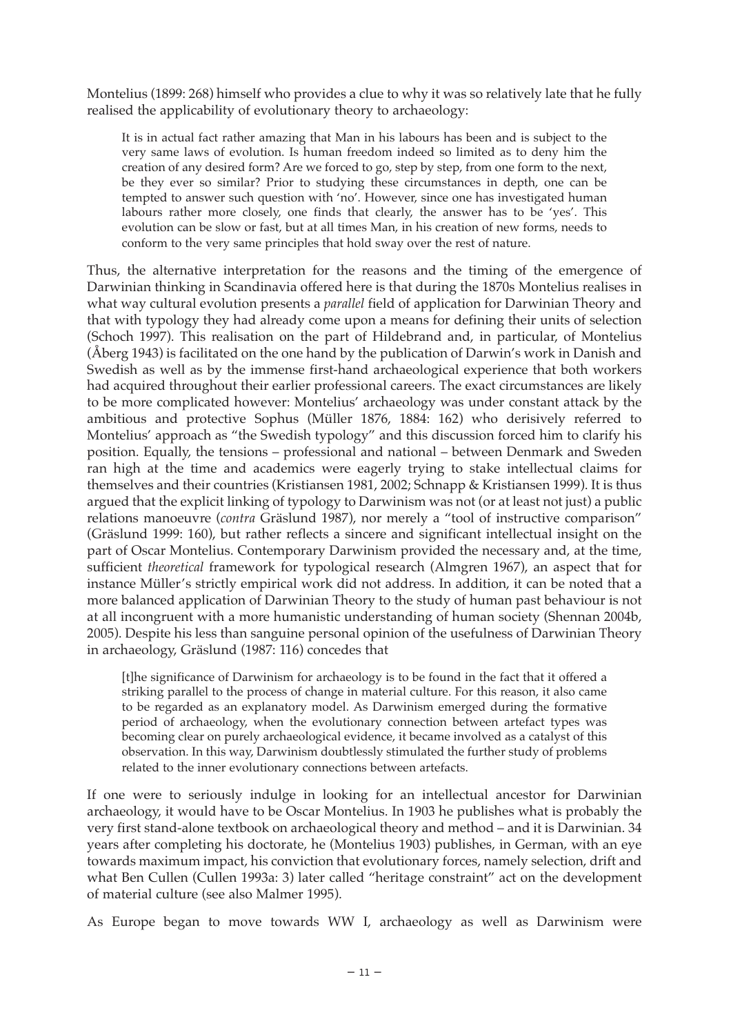Montelius (1899: 268) himself who provides a clue to why it was so relatively late that he fully realised the applicability of evolutionary theory to archaeology:

> It is in actual fact rather amazing that Man in his labours has been and is subject to the very same laws of evolution. Is human freedom indeed so limited as to deny him the creation of any desired form? Are we forced to go, step by step, from one form to the next, be they ever so similar? Prior to studying these circumstances in depth, one can be tempted to answer such question with 'no'. However, since one has investigated human labours rather more closely, one finds that clearly, the answer has to be 'yes'. This evolution can be slow or fast, but at all times Man, in his creation of new forms, needs to conform to the very same principles that hold sway over the rest of nature.

Thus, the alternative interpretation for the reasons and the timing of the emergence of Darwinian thinking in Scandinavia offered here is that during the 1870s Montelius realises in what way cultural evolution presents a *parallel* field of application for Darwinian Theory and that with typology they had already come upon a means for defining their units of selection (Schoch 1997). This realisation on the part of Hildebrand and, in particular, of Montelius (Åberg 1943) is facilitated on the one hand by the publication of Darwin's work in Danish and Swedish as well as by the immense first-hand archaeological experience that both workers had acquired throughout their earlier professional careers. The exact circumstances are likely to be more complicated however: Montelius' archaeology was under constant attack by the ambitious and protective Sophus (Müller 1876, 1884: 162) who derisively referred to Montelius' approach as "the Swedish typology" and this discussion forced him to clarify his position. Equally, the tensions – professional and national – between Denmark and Sweden ran high at the time and academics were eagerly trying to stake intellectual claims for themselves and their countries (Kristiansen 1981, 2002; Schnapp & Kristiansen 1999). It is thus argued that the explicit linking of typology to Darwinism was not (or at least not just) a public relations manoeuvre (*contra* Gräslund 1987), nor merely a "tool of instructive comparison" (Gräslund 1999: 160), but rather reflects a sincere and significant intellectual insight on the part of Oscar Montelius. Contemporary Darwinism provided the necessary and, at the time, sufficient *theoretical* framework for typological research (Almgren 1967), an aspect that for instance Müller's strictly empirical work did not address. In addition, it can be noted that a more balanced application of Darwinian Theory to the study of human past behaviour is not at all incongruent with a more humanistic understanding of human society (Shennan 2004b, 2005). Despite his less than sanguine personal opinion of the usefulness of Darwinian Theory in archaeology, Gräslund (1987: 116) concedes that

> [t]he significance of Darwinism for archaeology is to be found in the fact that it offered a striking parallel to the process of change in material culture. For this reason, it also came to be regarded as an explanatory model. As Darwinism emerged during the formative period of archaeology, when the evolutionary connection between artefact types was becoming clear on purely archaeological evidence, it became involved as a catalyst of this observation. In this way, Darwinism doubtlessly stimulated the further study of problems related to the inner evolutionary connections between artefacts.

If one were to seriously indulge in looking for an intellectual ancestor for Darwinian archaeology, it would have to be Oscar Montelius. In 1903 he publishes what is probably the very first stand-alone textbook on archaeological theory and method – and it is Darwinian. 34 years after completing his doctorate, he (Montelius 1903) publishes, in German, with an eye towards maximum impact, his conviction that evolutionary forces, namely selection, drift and what Ben Cullen (Cullen 1993a: 3) later called "heritage constraint" act on the development of material culture (see also Malmer 1995).

As Europe began to move towards WW I, archaeology as well as Darwinism were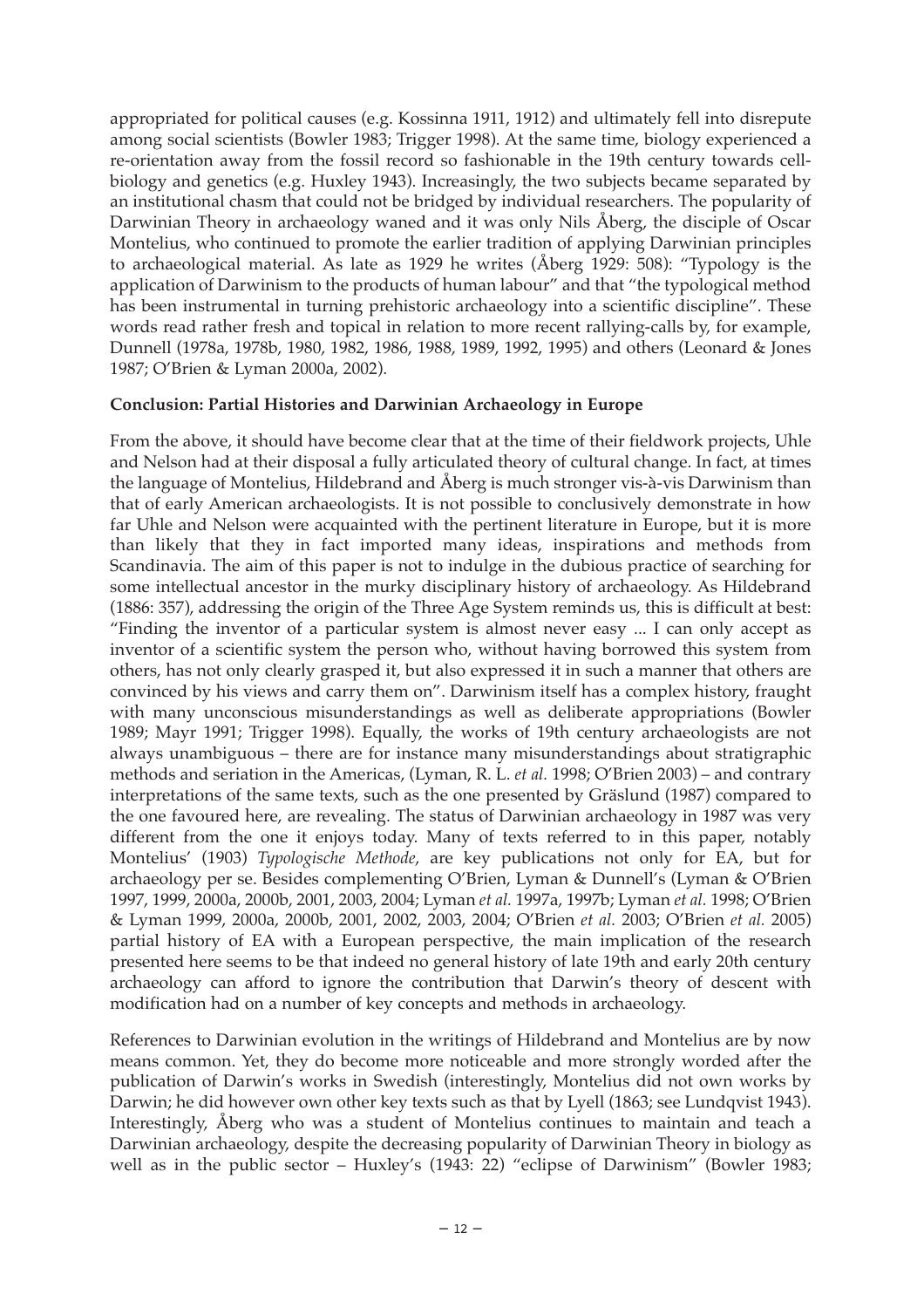appropriated for political causes (e.g. Kossinna 1911, 1912) and ultimately fell into disrepute among social scientists (Bowler 1983; Trigger 1998). At the same time, biology experienced a re-orientation away from the fossil record so fashionable in the 19th century towards cell-biology and genetics (e.g. Huxley 1943). Increasingly, the two subjects became separated by an institutional chasm that could not be bridged by individual researchers. The popularity of Darwinian Theory in archaeology waned and it was only Nils Åberg, the disciple of Oscar Montelius, who continued to promote the earlier tradition of applying Darwinian principles to archaeological material. As late as 1929 he writes (Åberg 1929: 508): "Typology is the application of Darwinism to the products of human labour" and that "the typological method has been instrumental in turning prehistoric archaeology into a scientific discipline". These words read rather fresh and topical in relation to more recent rallying-calls by, for example, Dunnell (1978a, 1978b, 1980, 1982, 1986, 1988, 1989, 1992, 1995) and others (Leonard & Jones 1987; O'Brien & Lyman 2000a, 2002).

**Conclusion: Partial Histories and Darwinian Archaeology in Europe**

From the above, it should have become clear that at the time of their fieldwork projects, Uhle and Nelson had at their disposal a fully articulated theory of cultural change. In fact, at times the language of Montelius, Hildebrand and Åberg is much stronger vis-à-vis Darwinism than that of early American archaeologists. It is not possible to conclusively demonstrate in how far Uhle and Nelson were acquainted with the pertinent literature in Europe, but it is more than likely that they in fact imported many ideas, inspirations and methods from Scandinavia. The aim of this paper is not to indulge in the dubious practice of searching for some intellectual ancestor in the murky disciplinary history of archaeology. As Hildebrand (1886: 357), addressing the origin of the Three Age System reminds us, this is difficult at best: "Finding the inventor of a particular system is almost never easy ... I can only accept as inventor of a scientific system the person who, without having borrowed this system from others, has not only clearly grasped it, but also expressed it in such a manner that others are convinced by his views and carry them on". Darwinism itself has a complex history, fraught with many unconscious misunderstandings as well as deliberate appropriations (Bowler 1989; Mayr 1991; Trigger 1998). Equally, the works of 19th century archaeologists are not always unambiguous – there are for instance many misunderstandings about stratigraphic methods and seriation in the Americas, (Lyman, R. L. *et al.* 1998; O'Brien 2003) – and contrary interpretations of the same texts, such as the one presented by Gräslund (1987) compared to the one favoured here, are revealing. The status of Darwinian archaeology in 1987 was very different from the one it enjoys today. Many of texts referred to in this paper, notably Montelius' (1903) *Typologische Methode*, are key publications not only for EA, but for archaeology per se. Besides complementing O'Brien, Lyman & Dunnell's (Lyman & O'Brien 1997, 1999, 2000a, 2000b, 2001, 2003, 2004; Lyman *et al.* 1997a, 1997b; Lyman *et al.* 1998; O'Brien & Lyman 1999, 2000a, 2000b, 2001, 2002, 2003, 2004; O'Brien *et al.* 2003; O'Brien *et al.* 2005) partial history of EA with a European perspective, the main implication of the research presented here seems to be that indeed no general history of late 19th and early 20th century archaeology can afford to ignore the contribution that Darwin's theory of descent with modification had on a number of key concepts and methods in archaeology.

References to Darwinian evolution in the writings of Hildebrand and Montelius are by now means common. Yet, they do become more noticeable and more strongly worded after the publication of Darwin's works in Swedish (interestingly, Montelius did not own works by Darwin; he did however own other key texts such as that by Lyell (1863; see Lundqvist 1943). Interestingly, Åberg who was a student of Montelius continues to maintain and teach a Darwinian archaeology, despite the decreasing popularity of Darwinian Theory in biology as well as in the public sector – Huxley's (1943: 22) "eclipse of Darwinism" (Bowler 1983;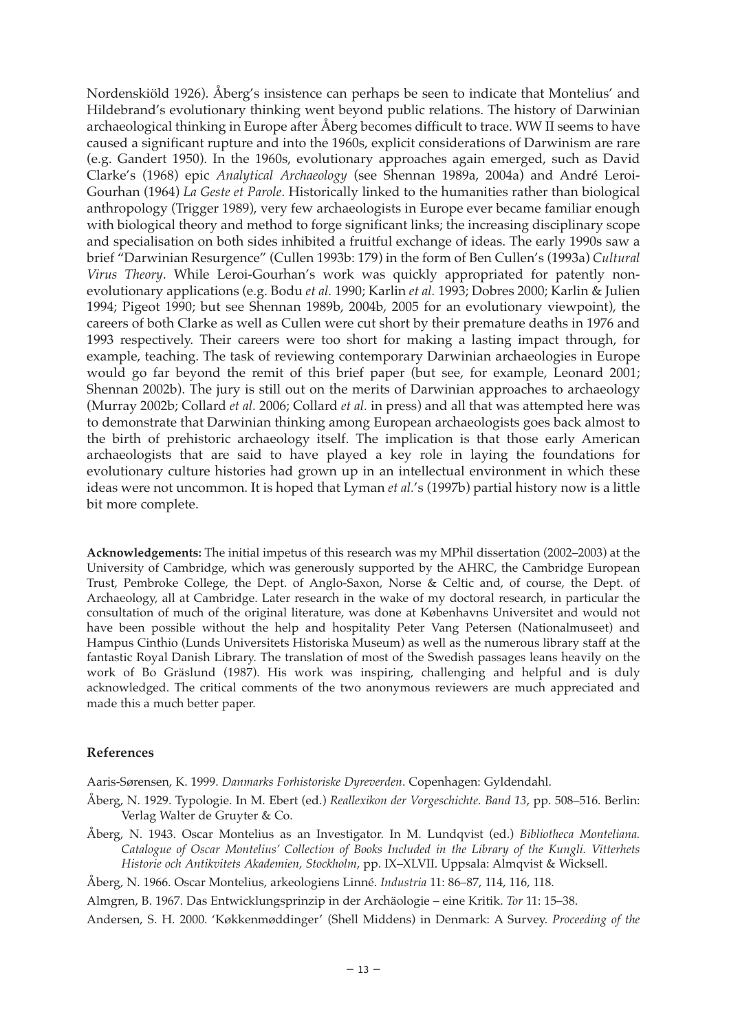Nordenskiöld 1926). Åberg's insistence can perhaps be seen to indicate that Montelius' and Hildebrand's evolutionary thinking went beyond public relations. The history of Darwinian archaeological thinking in Europe after Åberg becomes difficult to trace. WW II seems to have caused a significant rupture and into the 1960s, explicit considerations of Darwinism are rare (e.g. Gandert 1950). In the 1960s, evolutionary approaches again emerged, such as David Clarke's (1968) epic *Analytical Archaeology* (see Shennan 1989a, 2004a) and André Leroi-Gourhan (1964) *La Geste et Parole*. Historically linked to the humanities rather than biological anthropology (Trigger 1989), very few archaeologists in Europe ever became familiar enough with biological theory and method to forge significant links; the increasing disciplinary scope and specialisation on both sides inhibited a fruitful exchange of ideas. The early 1990s saw a brief "Darwinian Resurgence" (Cullen 1993b: 179) in the form of Ben Cullen's (1993a) *Cultural Virus Theory*. While Leroi-Gourhan's work was quickly appropriated for patently non-evolutionary applications (e.g. Bodu *et al.* 1990; Karlin *et al.* 1993; Dobres 2000; Karlin & Julien 1994; Pigeot 1990; but see Shennan 1989b, 2004b, 2005 for an evolutionary viewpoint), the careers of both Clarke as well as Cullen were cut short by their premature deaths in 1976 and 1993 respectively. Their careers were too short for making a lasting impact through, for example, teaching. The task of reviewing contemporary Darwinian archaeologies in Europe would go far beyond the remit of this brief paper (but see, for example, Leonard 2001; Shennan 2002b). The jury is still out on the merits of Darwinian approaches to archaeology (Murray 2002b; Collard *et al.* 2006; Collard *et al.* in press) and all that was attempted here was to demonstrate that Darwinian thinking among European archaeologists goes back almost to the birth of prehistoric archaeology itself. The implication is that those early American archaeologists that are said to have played a key role in laying the foundations for evolutionary culture histories had grown up in an intellectual environment in which these ideas were not uncommon. It is hoped that Lyman *et al.*'s (1997b) partial history now is a little bit more complete.

**Acknowledgements:** The initial impetus of this research was my MPhil dissertation (2002–2003) at the University of Cambridge, which was generously supported by the AHRC, the Cambridge European Trust, Pembroke College, the Dept. of Anglo-Saxon, Norse & Celtic and, of course, the Dept. of Archaeology, all at Cambridge. Later research in the wake of my doctoral research, in particular the consultation of much of the original literature, was done at Københavns Universitet and would not have been possible without the help and hospitality Peter Vang Petersen (Nationalmuseet) and Hampus Cinthio (Lunds Universitets Historiska Museum) as well as the numerous library staff at the fantastic Royal Danish Library. The translation of most of the Swedish passages leans heavily on the work of Bo Gräslund (1987). His work was inspiring, challenging and helpful and is duly acknowledged. The critical comments of the two anonymous reviewers are much appreciated and made this a much better paper.

## References

Aaris-Sørensen, K. 1999. *Danmarks Forhistoriske Dyreverden*. Copenhagen: Gyldendahl.

Åberg, N. 1929. Typologie. In M. Ebert (ed.) *Reallexikon der Vorgeschichte. Band 13*, pp. 508–516. Berlin: Verlag Walter de Gruyter & Co.

Åberg, N. 1943. Oscar Montelius as an Investigator. In M. Lundqvist (ed.) *Bibliotheca Monteliana. Catalogue of Oscar Montelius' Collection of Books Included in the Library of the Kungli. Vitterhets Historie och Antikvitets Akademien, Stockholm*, pp. IX–XLVII. Uppsala: Almqvist & Wicksell.

Åberg, N. 1966. Oscar Montelius, arkeologiens Linné. *Industria* 11: 86–87, 114, 116, 118.

Almgren, B. 1967. Das Entwicklungsprinzip in der Archäologie – eine Kritik. *Tor* 11: 15–38.

Andersen, S. H. 2000. 'Køkkenmøddinger' (Shell Middens) in Denmark: A Survey. *Proceeding of the*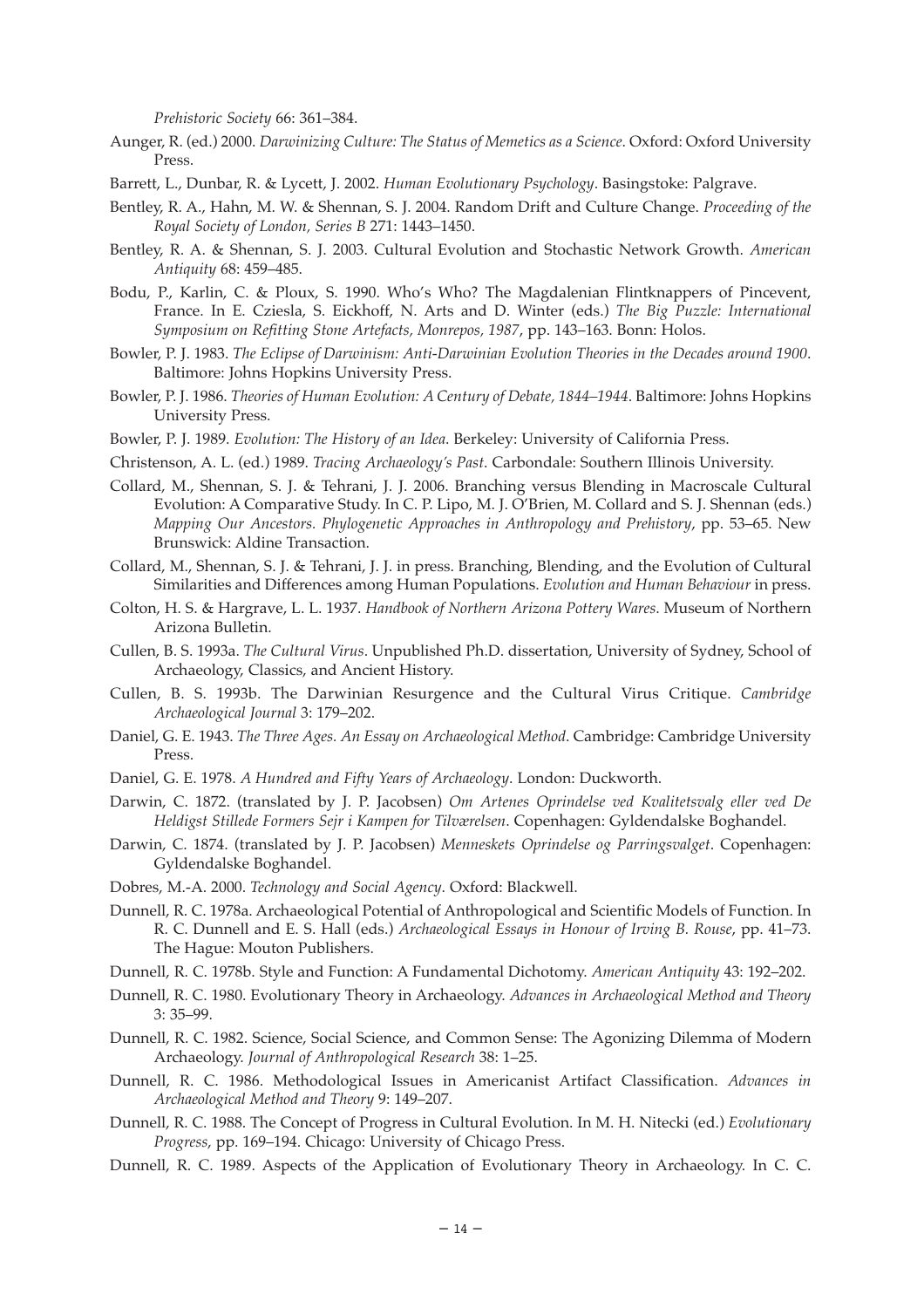*Prehistoric Society* 66: 361–384.

Aunger, R. (ed.) 2000. *Darwinizing Culture: The Status of Memetics as a Science*. Oxford: Oxford University Press.

Barrett, L., Dunbar, R. & Lycett, J. 2002. *Human Evolutionary Psychology*. Basingstoke: Palgrave.

Bentley, R. A., Hahn, M. W. & Shennan, S. J. 2004. Random Drift and Culture Change. *Proceeding of the Royal Society of London, Series B* 271: 1443–1450.

Bentley, R. A. & Shennan, S. J. 2003. Cultural Evolution and Stochastic Network Growth. *American Antiquity* 68: 459–485.

Bodu, P., Karlin, C. & Ploux, S. 1990. Who's Who? The Magdalenian Flintknappers of Pincevent, France. In E. Cziesla, S. Eickhoff, N. Arts and D. Winter (eds.) *The Big Puzzle: International Symposium on Refitting Stone Artefacts, Monrepos, 1987*, pp. 143–163. Bonn: Holos.

Bowler, P. J. 1983. *The Eclipse of Darwinism: Anti-Darwinian Evolution Theories in the Decades around 1900*. Baltimore: Johns Hopkins University Press.

Bowler, P. J. 1986. *Theories of Human Evolution: A Century of Debate, 1844–1944*. Baltimore: Johns Hopkins University Press.

Bowler, P. J. 1989. *Evolution: The History of an Idea*. Berkeley: University of California Press.

Christenson, A. L. (ed.) 1989. *Tracing Archaeology's Past*. Carbondale: Southern Illinois University.

Collard, M., Shennan, S. J. & Tehrani, J. J. 2006. Branching versus Blending in Macroscale Cultural Evolution: A Comparative Study. In C. P. Lipo, M. J. O'Brien, M. Collard and S. J. Shennan (eds.) *Mapping Our Ancestors. Phylogenetic Approaches in Anthropology and Prehistory*, pp. 53–65. New Brunswick: Aldine Transaction.

Collard, M., Shennan, S. J. & Tehrani, J. J. in press. Branching, Blending, and the Evolution of Cultural Similarities and Differences among Human Populations. *Evolution and Human Behaviour* in press.

Colton, H. S. & Hargrave, L. L. 1937. *Handbook of Northern Arizona Pottery Wares*. Museum of Northern Arizona Bulletin.

Cullen, B. S. 1993a. *The Cultural Virus*. Unpublished Ph.D. dissertation, University of Sydney, School of Archaeology, Classics, and Ancient History.

Cullen, B. S. 1993b. The Darwinian Resurgence and the Cultural Virus Critique. *Cambridge Archaeological Journal* 3: 179–202.

Daniel, G. E. 1943. *The Three Ages. An Essay on Archaeological Method*. Cambridge: Cambridge University Press.

Daniel, G. E. 1978. *A Hundred and Fifty Years of Archaeology*. London: Duckworth.

Darwin, C. 1872. (translated by J. P. Jacobsen) *Om Artenes Oprindelse ved Kvalitetsvalg eller ved De Heldigst Stillede Formers Sejr i Kampen for Tilværelsen*. Copenhagen: Gyldendalske Boghandel.

Darwin, C. 1874. (translated by J. P. Jacobsen) *Menneskets Oprindelse og Parringsvalget*. Copenhagen: Gyldendalske Boghandel.

Dobres, M.-A. 2000. *Technology and Social Agency*. Oxford: Blackwell.

Dunnell, R. C. 1978a. Archaeological Potential of Anthropological and Scientific Models of Function. In R. C. Dunnell and E. S. Hall (eds.) *Archaeological Essays in Honour of Irving B. Rouse*, pp. 41–73. The Hague: Mouton Publishers.

Dunnell, R. C. 1978b. Style and Function: A Fundamental Dichotomy. *American Antiquity* 43: 192–202.

Dunnell, R. C. 1980. Evolutionary Theory in Archaeology. *Advances in Archaeological Method and Theory* 3: 35–99.

Dunnell, R. C. 1982. Science, Social Science, and Common Sense: The Agonizing Dilemma of Modern Archaeology. *Journal of Anthropological Research* 38: 1–25.

Dunnell, R. C. 1986. Methodological Issues in Americanist Artifact Classification. *Advances in Archaeological Method and Theory* 9: 149–207.

Dunnell, R. C. 1988. The Concept of Progress in Cultural Evolution. In M. H. Nitecki (ed.) *Evolutionary Progress*, pp. 169–194. Chicago: University of Chicago Press.

Dunnell, R. C. 1989. Aspects of the Application of Evolutionary Theory in Archaeology. In C. C.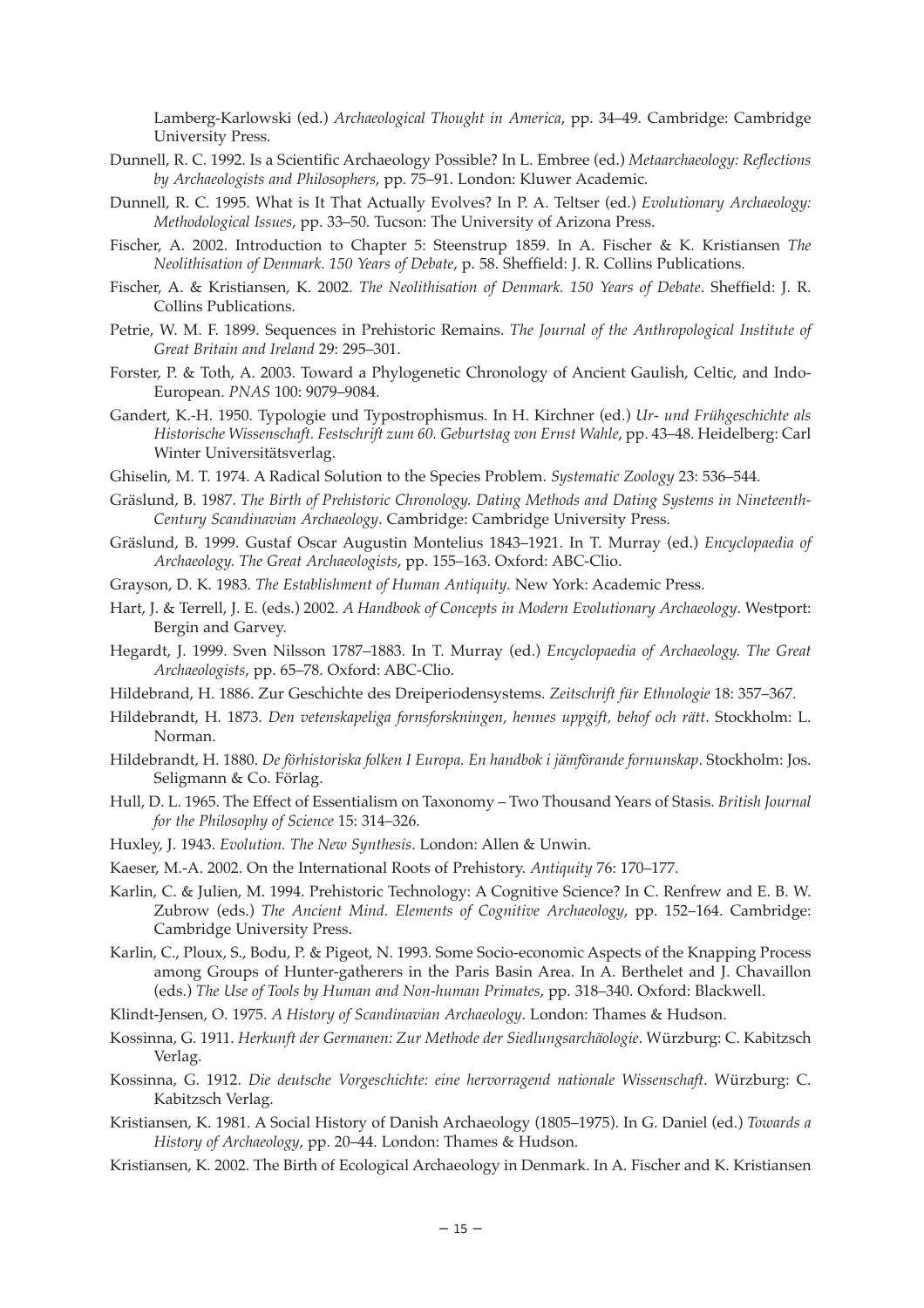Lamberg-Karlowski (ed.) *Archaeological Thought in America*, pp. 34–49. Cambridge: Cambridge University Press.

Dunnell, R. C. 1992. Is a Scientific Archaeology Possible? In L. Embree (ed.) *Metaarchaeology: Reflections by Archaeologists and Philosophers*, pp. 75–91. London: Kluwer Academic.

Dunnell, R. C. 1995. What is It That Actually Evolves? In P. A. Teltser (ed.) *Evolutionary Archaeology: Methodological Issues*, pp. 33–50. Tucson: The University of Arizona Press.

Fischer, A. 2002. Introduction to Chapter 5: Steenstrup 1859. In A. Fischer & K. Kristiansen *The Neolithisation of Denmark. 150 Years of Debate*, p. 58. Sheffield: J. R. Collins Publications.

Fischer, A. & Kristiansen, K. 2002. *The Neolithisation of Denmark. 150 Years of Debate*. Sheffield: J. R. Collins Publications.

Petrie, W. M. F. 1899. Sequences in Prehistoric Remains. *The Journal of the Anthropological Institute of Great Britain and Ireland* 29: 295–301.

Forster, P. & Toth, A. 2003. Toward a Phylogenetic Chronology of Ancient Gaulish, Celtic, and Indo-European. *PNAS* 100: 9079–9084.

Gandert, K.-H. 1950. Typologie und Typostrophismus. In H. Kirchner (ed.) *Ur- und Frühgeschichte als Historische Wissenschaft. Festschrift zum 60. Geburtstag von Ernst Wahle*, pp. 43–48. Heidelberg: Carl Winter Universitätsverlag.

Ghiselin, M. T. 1974. A Radical Solution to the Species Problem. *Systematic Zoology* 23: 536–544.

Gräslund, B. 1987. *The Birth of Prehistoric Chronology. Dating Methods and Dating Systems in Nineteenth-Century Scandinavian Archaeology*. Cambridge: Cambridge University Press.

Gräslund, B. 1999. Gustaf Oscar Augustin Montelius 1843–1921. In T. Murray (ed.) *Encyclopaedia of Archaeology. The Great Archaeologists*, pp. 155–163. Oxford: ABC-Clio.

Grayson, D. K. 1983. *The Establishment of Human Antiquity*. New York: Academic Press.

Hart, J. & Terrell, J. E. (eds.) 2002. *A Handbook of Concepts in Modern Evolutionary Archaeology*. Westport: Bergin and Garvey.

Hegardt, J. 1999. Sven Nilsson 1787–1883. In T. Murray (ed.) *Encyclopaedia of Archaeology. The Great Archaeologists*, pp. 65–78. Oxford: ABC-Clio.

Hildebrand, H. 1886. Zur Geschichte des Dreiperiodensystems. *Zeitschrift für Ethnologie* 18: 357–367.

Hildebrandt, H. 1873. *Den vetenskapeliga fornsforskningen, hennes uppgift, behof och rätt*. Stockholm: L. Norman.

Hildebrandt, H. 1880. *De förhistoriska folken I Europa. En handbok i jämförande fornunskap*. Stockholm: Jos. Seligmann & Co. Förlag.

Hull, D. L. 1965. The Effect of Essentialism on Taxonomy – Two Thousand Years of Stasis. *British Journal for the Philosophy of Science* 15: 314–326.

Huxley, J. 1943. *Evolution. The New Synthesis*. London: Allen & Unwin.

Kaeser, M.-A. 2002. On the International Roots of Prehistory. *Antiquity* 76: 170–177.

Karlin, C. & Julien, M. 1994. Prehistoric Technology: A Cognitive Science? In C. Renfrew and E. B. W. Zubrow (eds.) *The Ancient Mind. Elements of Cognitive Archaeology*, pp. 152–164. Cambridge: Cambridge University Press.

Karlin, C., Ploux, S., Bodu, P. & Pigeot, N. 1993. Some Socio-economic Aspects of the Knapping Process among Groups of Hunter-gatherers in the Paris Basin Area. In A. Berthelet and J. Chavaillon (eds.) *The Use of Tools by Human and Non-human Primates*, pp. 318–340. Oxford: Blackwell.

Klindt-Jensen, O. 1975. *A History of Scandinavian Archaeology*. London: Thames & Hudson.

Kossinna, G. 1911. *Herkunft der Germanen: Zur Methode der Siedlungsarchäologie*. Würzburg: C. Kabitzsch Verlag.

Kossinna, G. 1912. *Die deutsche Vorgeschichte: eine hervorragend nationale Wissenschaft*. Würzburg: C. Kabitzsch Verlag.

Kristiansen, K. 1981. A Social History of Danish Archaeology (1805–1975). In G. Daniel (ed.) *Towards a History of Archaeology*, pp. 20–44. London: Thames & Hudson.

Kristiansen, K. 2002. The Birth of Ecological Archaeology in Denmark. In A. Fischer and K. Kristiansen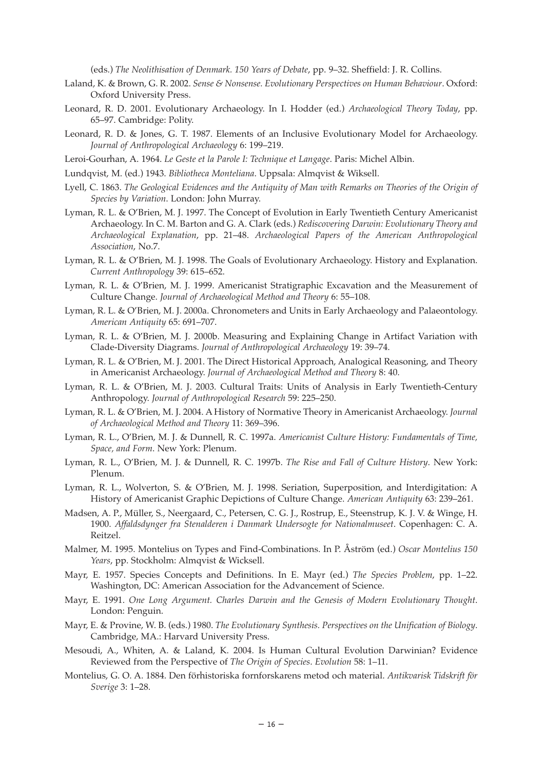(eds.) *The Neolithisation of Denmark. 150 Years of Debate*, pp. 9–32. Sheffield: J. R. Collins.

Laland, K. & Brown, G. R. 2002. *Sense & Nonsense. Evolutionary Perspectives on Human Behaviour*. Oxford: Oxford University Press.

Leonard, R. D. 2001. Evolutionary Archaeology. In I. Hodder (ed.) *Archaeological Theory Today*, pp. 65–97. Cambridge: Polity.

Leonard, R. D. & Jones, G. T. 1987. Elements of an Inclusive Evolutionary Model for Archaeology. *Journal of Anthropological Archaeology* 6: 199–219.

Leroi-Gourhan, A. 1964. *Le Geste et la Parole I: Technique et Langage*. Paris: Michel Albin.

Lundqvist, M. (ed.) 1943. *Bibliotheca Monteliana*. Uppsala: Almqvist & Wiksell.

Lyell, C. 1863. *The Geological Evidences and the Antiquity of Man with Remarks on Theories of the Origin of Species by Variation*. London: John Murray.

Lyman, R. L. & O'Brien, M. J. 1997. The Concept of Evolution in Early Twentieth Century Americanist Archaeology. In C. M. Barton and G. A. Clark (eds.) *Rediscovering Darwin: Evolutionary Theory and Archaeological Explanation*, pp. 21–48. *Archaeological Papers of the American Anthropological Association*, No.7.

Lyman, R. L. & O'Brien, M. J. 1998. The Goals of Evolutionary Archaeology. History and Explanation. *Current Anthropology* 39: 615–652.

Lyman, R. L. & O'Brien, M. J. 1999. Americanist Stratigraphic Excavation and the Measurement of Culture Change. *Journal of Archaeological Method and Theory* 6: 55–108.

Lyman, R. L. & O'Brien, M. J. 2000a. Chronometers and Units in Early Archaeology and Palaeontology. *American Antiquity* 65: 691–707.

Lyman, R. L. & O'Brien, M. J. 2000b. Measuring and Explaining Change in Artifact Variation with Clade-Diversity Diagrams. *Journal of Anthropological Archaeology* 19: 39–74.

Lyman, R. L. & O'Brien, M. J. 2001. The Direct Historical Approach, Analogical Reasoning, and Theory in Americanist Archaeology. *Journal of Archaeological Method and Theory* 8: 40.

Lyman, R. L. & O'Brien, M. J. 2003. Cultural Traits: Units of Analysis in Early Twentieth-Century Anthropology. *Journal of Anthropological Research* 59: 225–250.

Lyman, R. L. & O'Brien, M. J. 2004. A History of Normative Theory in Americanist Archaeology. *Journal of Archaeological Method and Theory* 11: 369–396.

Lyman, R. L., O'Brien, M. J. & Dunnell, R. C. 1997a. *Americanist Culture History: Fundamentals of Time, Space, and Form*. New York: Plenum.

Lyman, R. L., O'Brien, M. J. & Dunnell, R. C. 1997b. *The Rise and Fall of Culture History*. New York: Plenum.

Lyman, R. L., Wolverton, S. & O'Brien, M. J. 1998. Seriation, Superposition, and Interdigitation: A History of Americanist Graphic Depictions of Culture Change. *American Antiquity* 63: 239–261.

Madsen, A. P., Müller, S., Neergaard, C., Petersen, C. G. J., Rostrup, E., Steenstrup, K. J. V. & Winge, H. 1900. *Affaldsdynger fra Stenalderen i Danmark Undersogte for Nationalmuseet*. Copenhagen: C. A. Reitzel.

Malmer, M. 1995. Montelius on Types and Find-Combinations. In P. Åström (ed.) *Oscar Montelius 150 Years*, pp. Stockholm: Almqvist & Wicksell.

Mayr, E. 1957. Species Concepts and Definitions. In E. Mayr (ed.) *The Species Problem*, pp. 1–22. Washington, DC: American Association for the Advancement of Science.

Mayr, E. 1991. *One Long Argument. Charles Darwin and the Genesis of Modern Evolutionary Thought*. London: Penguin.

Mayr, E. & Provine, W. B. (eds.) 1980. *The Evolutionary Synthesis. Perspectives on the Unification of Biology*. Cambridge, MA.: Harvard University Press.

Mesoudi, A., Whiten, A. & Laland, K. 2004. Is Human Cultural Evolution Darwinian? Evidence Reviewed from the Perspective of *The Origin of Species*. *Evolution* 58: 1–11.

Montelius, G. O. A. 1884. Den förhistoriska fornforskarens metod och material. *Antikvarisk Tidskrift för Sverige* 3: 1–28.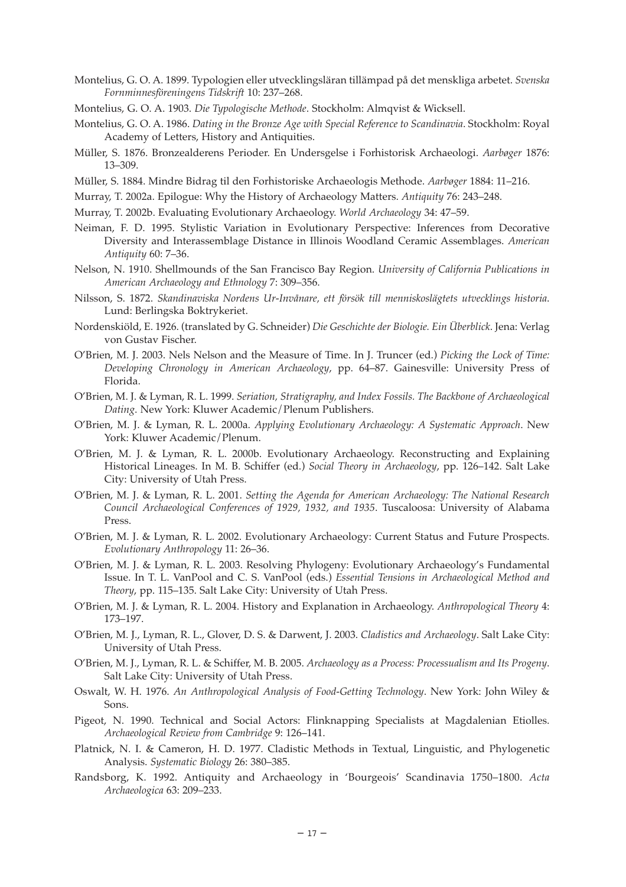Montelius, G. O. A. 1899. Typologien eller utvecklingsläran tillämpad på det menskliga arbetet. *Svenska Fornminnesföreningens Tidskrift* 10: 237–268.

Montelius, G. O. A. 1903. *Die Typologische Methode*. Stockholm: Almqvist & Wicksell.

Montelius, G. O. A. 1986. *Dating in the Bronze Age with Special Reference to Scandinavia*. Stockholm: Royal Academy of Letters, History and Antiquities.

Müller, S. 1876. Bronzealderens Perioder. En Undersgelse i Forhistorisk Archaeologi. *Aarbøger* 1876: 13–309.

Müller, S. 1884. Mindre Bidrag til den Forhistoriske Archaeologis Methode. *Aarbøger* 1884: 11–216.

Murray, T. 2002a. Epilogue: Why the History of Archaeology Matters. *Antiquity* 76: 243–248.

Murray, T. 2002b. Evaluating Evolutionary Archaeology. *World Archaeology* 34: 47–59.

Neiman, F. D. 1995. Stylistic Variation in Evolutionary Perspective: Inferences from Decorative Diversity and Interassemblage Distance in Illinois Woodland Ceramic Assemblages. *American Antiquity* 60: 7–36.

Nelson, N. 1910. Shellmounds of the San Francisco Bay Region. *University of California Publications in American Archaeology and Ethnology* 7: 309–356.

Nilsson, S. 1872. *Skandinaviska Nordens Ur-Invånare, ett försök till menniskoslägtets utvecklings historia*. Lund: Berlingska Boktrykeriet.

Nordenskiöld, E. 1926. (translated by G. Schneider) *Die Geschichte der Biologie. Ein Überblick*. Jena: Verlag von Gustav Fischer.

O'Brien, M. J. 2003. Nels Nelson and the Measure of Time. In J. Truncer (ed.) *Picking the Lock of Time: Developing Chronology in American Archaeology*, pp. 64–87. Gainesville: University Press of Florida.

O'Brien, M. J. & Lyman, R. L. 1999. *Seriation, Stratigraphy, and Index Fossils. The Backbone of Archaeological Dating*. New York: Kluwer Academic/Plenum Publishers.

O'Brien, M. J. & Lyman, R. L. 2000a. *Applying Evolutionary Archaeology: A Systematic Approach*. New York: Kluwer Academic/Plenum.

O'Brien, M. J. & Lyman, R. L. 2000b. Evolutionary Archaeology. Reconstructing and Explaining Historical Lineages. In M. B. Schiffer (ed.) *Social Theory in Archaeology*, pp. 126–142. Salt Lake City: University of Utah Press.

O'Brien, M. J. & Lyman, R. L. 2001. *Setting the Agenda for American Archaeology: The National Research Council Archaeological Conferences of 1929, 1932, and 1935*. Tuscaloosa: University of Alabama Press.

O'Brien, M. J. & Lyman, R. L. 2002. Evolutionary Archaeology: Current Status and Future Prospects. *Evolutionary Anthropology* 11: 26–36.

O'Brien, M. J. & Lyman, R. L. 2003. Resolving Phylogeny: Evolutionary Archaeology's Fundamental Issue. In T. L. VanPool and C. S. VanPool (eds.) *Essential Tensions in Archaeological Method and Theory*, pp. 115–135. Salt Lake City: University of Utah Press.

O'Brien, M. J. & Lyman, R. L. 2004. History and Explanation in Archaeology. *Anthropological Theory* 4: 173–197.

O'Brien, M. J., Lyman, R. L., Glover, D. S. & Darwent, J. 2003. *Cladistics and Archaeology*. Salt Lake City: University of Utah Press.

O'Brien, M. J., Lyman, R. L. & Schiffer, M. B. 2005. *Archaeology as a Process: Processualism and Its Progeny*. Salt Lake City: University of Utah Press.

Oswalt, W. H. 1976. *An Anthropological Analysis of Food-Getting Technology*. New York: John Wiley & Sons.

Pigeot, N. 1990. Technical and Social Actors: Flinknapping Specialists at Magdalenian Etiolles. *Archaeological Review from Cambridge* 9: 126–141.

Platnick, N. I. & Cameron, H. D. 1977. Cladistic Methods in Textual, Linguistic, and Phylogenetic Analysis. *Systematic Biology* 26: 380–385.

Randsborg, K. 1992. Antiquity and Archaeology in 'Bourgeois' Scandinavia 1750–1800. *Acta Archaeologica* 63: 209–233.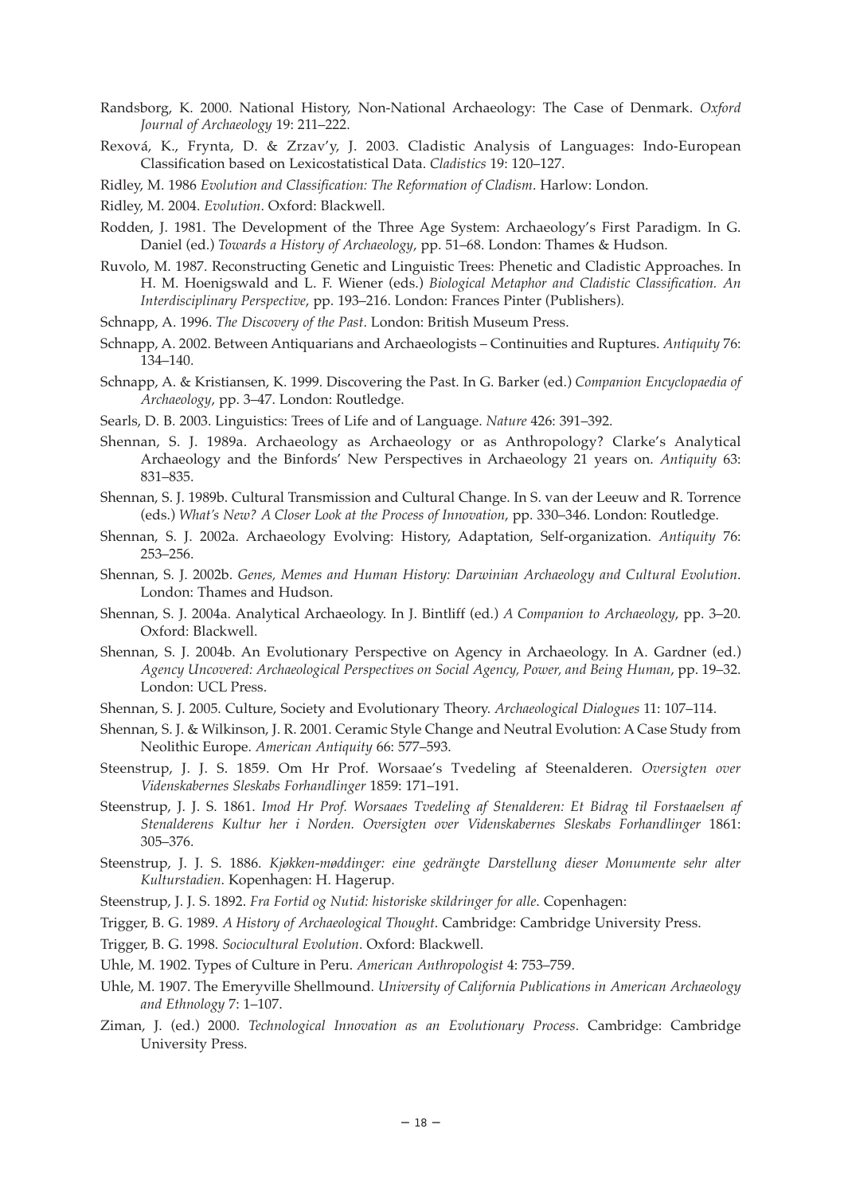Randsborg, K. 2000. National History, Non-National Archaeology: The Case of Denmark. *Oxford Journal of Archaeology* 19: 211–222.

Rexová, K., Frynta, D. & Zrzav'y, J. 2003. Cladistic Analysis of Languages: Indo-European Classification based on Lexicostatistical Data. *Cladistics* 19: 120–127.

Ridley, M. 1986 *Evolution and Classification: The Reformation of Cladism*. Harlow: London.

Ridley, M. 2004. *Evolution*. Oxford: Blackwell.

Rodden, J. 1981. The Development of the Three Age System: Archaeology's First Paradigm. In G. Daniel (ed.) *Towards a History of Archaeology*, pp. 51–68. London: Thames & Hudson.

Ruvolo, M. 1987. Reconstructing Genetic and Linguistic Trees: Phenetic and Cladistic Approaches. In H. M. Hoenigswald and L. F. Wiener (eds.) *Biological Metaphor and Cladistic Classification. An Interdisciplinary Perspective*, pp. 193–216. London: Frances Pinter (Publishers).

Schnapp, A. 1996. *The Discovery of the Past*. London: British Museum Press.

Schnapp, A. 2002. Between Antiquarians and Archaeologists – Continuities and Ruptures. *Antiquity* 76: 134–140.

Schnapp, A. & Kristiansen, K. 1999. Discovering the Past. In G. Barker (ed.) *Companion Encyclopaedia of Archaeology*, pp. 3–47. London: Routledge.

Searls, D. B. 2003. Linguistics: Trees of Life and of Language. *Nature* 426: 391–392.

Shennan, S. J. 1989a. Archaeology as Archaeology or as Anthropology? Clarke's Analytical Archaeology and the Binfords' New Perspectives in Archaeology 21 years on. *Antiquity* 63: 831–835.

Shennan, S. J. 1989b. Cultural Transmission and Cultural Change. In S. van der Leeuw and R. Torrence (eds.) *What's New? A Closer Look at the Process of Innovation*, pp. 330–346. London: Routledge.

Shennan, S. J. 2002a. Archaeology Evolving: History, Adaptation, Self-organization. *Antiquity* 76: 253–256.

Shennan, S. J. 2002b. *Genes, Memes and Human History: Darwinian Archaeology and Cultural Evolution*. London: Thames and Hudson.

Shennan, S. J. 2004a. Analytical Archaeology. In J. Bintliff (ed.) *A Companion to Archaeology*, pp. 3–20. Oxford: Blackwell.

Shennan, S. J. 2004b. An Evolutionary Perspective on Agency in Archaeology. In A. Gardner (ed.) *Agency Uncovered: Archaeological Perspectives on Social Agency, Power, and Being Human*, pp. 19–32. London: UCL Press.

Shennan, S. J. 2005. Culture, Society and Evolutionary Theory. *Archaeological Dialogues* 11: 107–114.

Shennan, S. J. & Wilkinson, J. R. 2001. Ceramic Style Change and Neutral Evolution: A Case Study from Neolithic Europe. *American Antiquity* 66: 577–593.

Steenstrup, J. J. S. 1859. Om Hr Prof. Worsaae's Tvedeling af Steenalderen. *Oversigten over Videnskabernes Sleskabs Forhandlinger* 1859: 171–191.

Steenstrup, J. J. S. 1861. *Imod Hr Prof. Worsaaes Tvedeling af Stenalderen: Et Bidrag til Forstaaelsen af Stenalderens Kultur her i Norden. Oversigten over Videnskabernes Sleskabs Forhandlinger* 1861: 305–376.

Steenstrup, J. J. S. 1886. *Kjøkken-møddinger: eine gedrängte Darstellung dieser Monumente sehr alter Kulturstadien*. Kopenhagen: H. Hagerup.

Steenstrup, J. J. S. 1892. *Fra Fortid og Nutid: historiske skildringer for alle*. Copenhagen:

Trigger, B. G. 1989. *A History of Archaeological Thought*. Cambridge: Cambridge University Press.

Trigger, B. G. 1998. *Sociocultural Evolution*. Oxford: Blackwell.

Uhle, M. 1902. Types of Culture in Peru. *American Anthropologist* 4: 753–759.

Uhle, M. 1907. The Emeryville Shellmound. *University of California Publications in American Archaeology and Ethnology* 7: 1–107.

Ziman, J. (ed.) 2000. *Technological Innovation as an Evolutionary Process*. Cambridge: Cambridge University Press.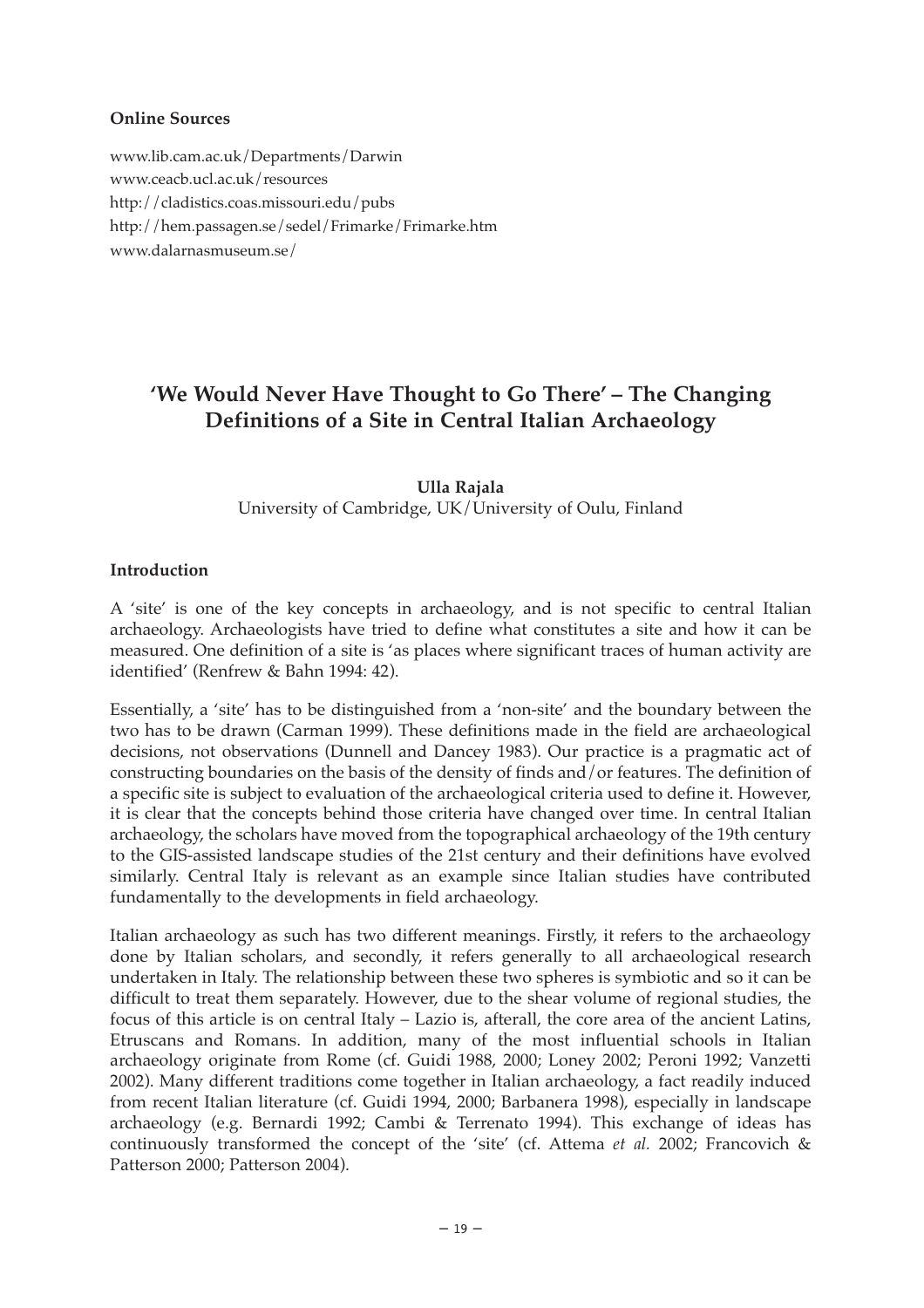### Online Sources

www.lib.cam.ac.uk/Departments/Darwin
www.ceacb.ucl.ac.uk/resources
http://cladistics.coas.missouri.edu/pubs
http://hem.passagen.se/sedel/Frimarke/Frimarke.htm
www.dalarnasmuseum.se/

## 'We Would Never Have Thought to Go There' – The Changing Definitions of a Site in Central Italian Archaeology

**Ulla Rajala**
University of Cambridge, UK/University of Oulu, Finland

### Introduction

A 'site' is one of the key concepts in archaeology, and is not specific to central Italian archaeology. Archaeologists have tried to define what constitutes a site and how it can be measured. One definition of a site is 'as places where significant traces of human activity are identified' (Renfrew & Bahn 1994: 42).

Essentially, a 'site' has to be distinguished from a 'non-site' and the boundary between the two has to be drawn (Carman 1999). These definitions made in the field are archaeological decisions, not observations (Dunnell and Dancey 1983). Our practice is a pragmatic act of constructing boundaries on the basis of the density of finds and/or features. The definition of a specific site is subject to evaluation of the archaeological criteria used to define it. However, it is clear that the concepts behind those criteria have changed over time. In central Italian archaeology, the scholars have moved from the topographical archaeology of the 19th century to the GIS-assisted landscape studies of the 21st century and their definitions have evolved similarly. Central Italy is relevant as an example since Italian studies have contributed fundamentally to the developments in field archaeology.

Italian archaeology as such has two different meanings. Firstly, it refers to the archaeology done by Italian scholars, and secondly, it refers generally to all archaeological research undertaken in Italy. The relationship between these two spheres is symbiotic and so it can be difficult to treat them separately. However, due to the shear volume of regional studies, the focus of this article is on central Italy – Lazio is, afterall, the core area of the ancient Latins, Etruscans and Romans. In addition, many of the most influential schools in Italian archaeology originate from Rome (cf. Guidi 1988, 2000; Loney 2002; Peroni 1992; Vanzetti 2002). Many different traditions come together in Italian archaeology, a fact readily induced from recent Italian literature (cf. Guidi 1994, 2000; Barbanera 1998), especially in landscape archaeology (e.g. Bernardi 1992; Cambi & Terrenato 1994). This exchange of ideas has continuously transformed the concept of the 'site' (cf. Attema *et al.* 2002; Francovich & Patterson 2000; Patterson 2004).